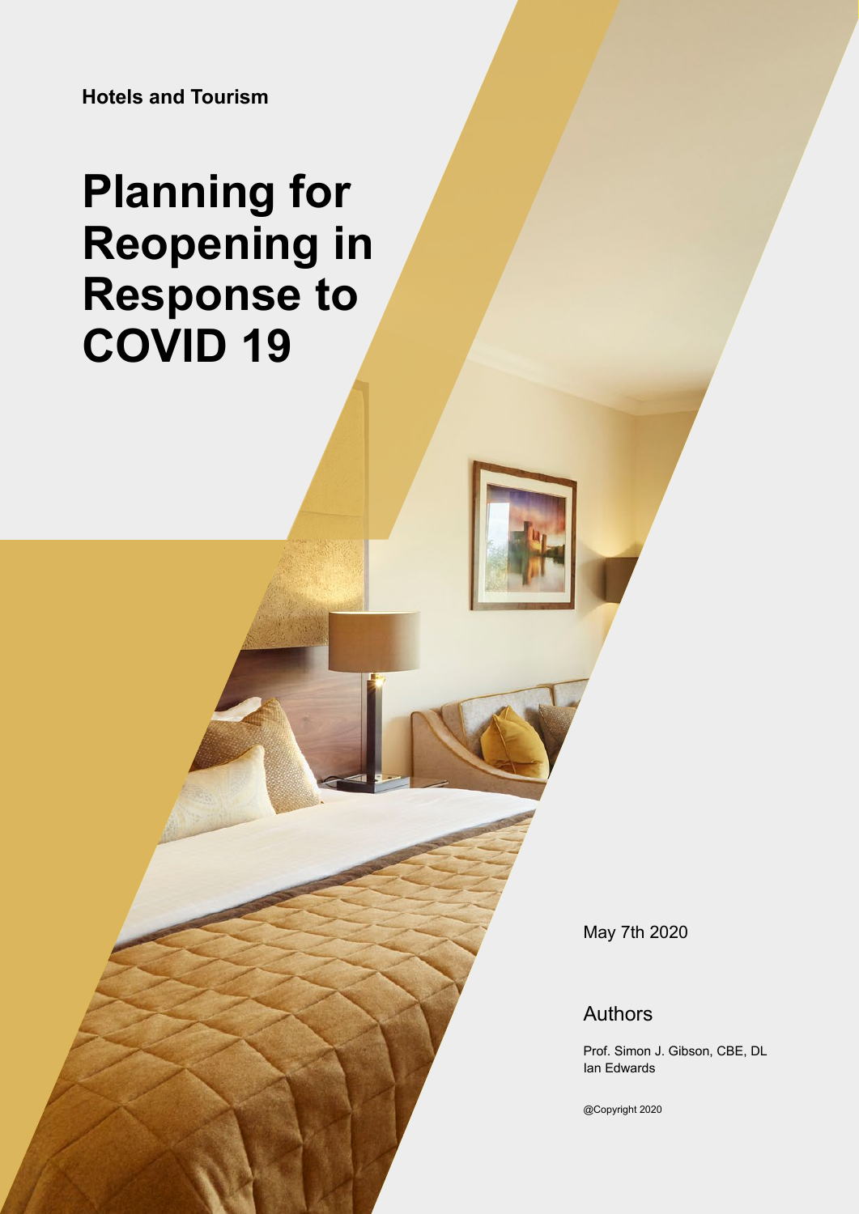**Hotels and Tourism**

# Planning for Reopening in Response to COVID 19

May 7th 2020

## Authors

Prof. Simon J. Gibson, CBE, DL
Ian Edwards

@Copyright 2020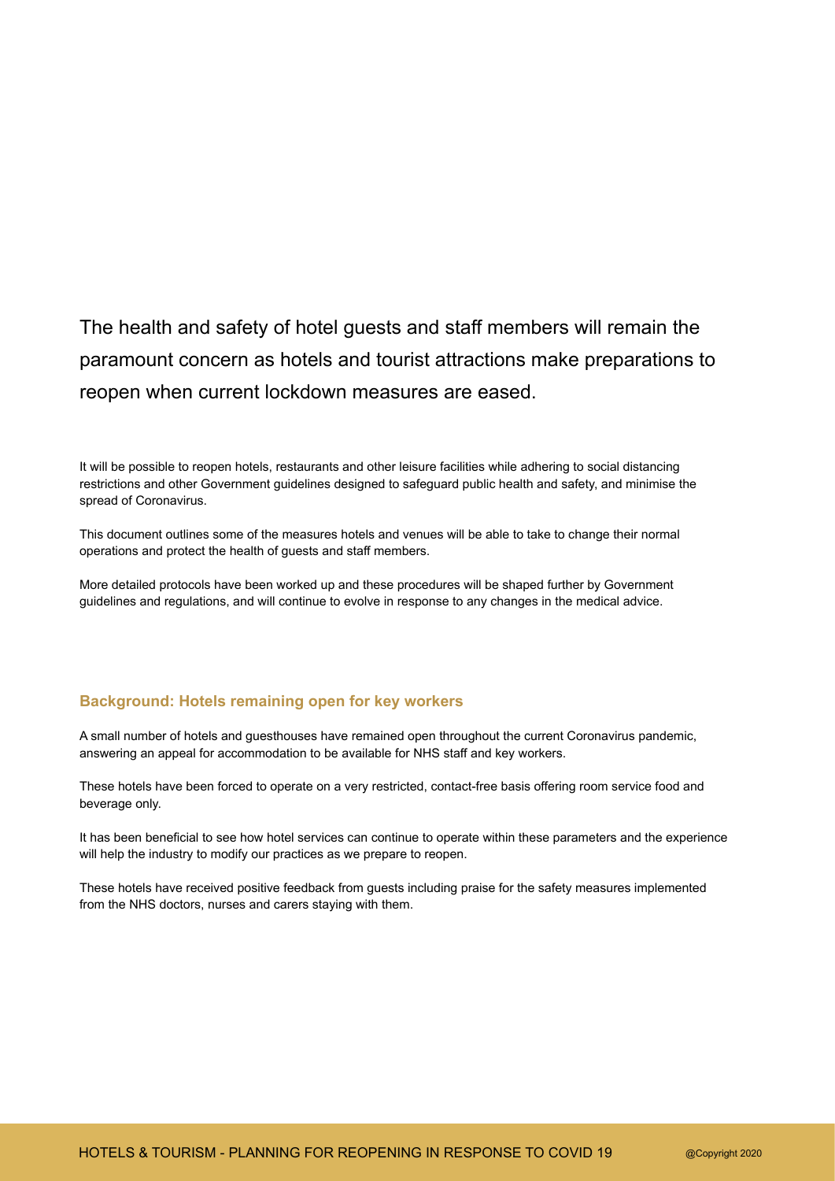The health and safety of hotel guests and staff members will remain the paramount concern as hotels and tourist attractions make preparations to reopen when current lockdown measures are eased.

It will be possible to reopen hotels, restaurants and other leisure facilities while adhering to social distancing restrictions and other Government guidelines designed to safeguard public health and safety, and minimise the spread of Coronavirus.

This document outlines some of the measures hotels and venues will be able to take to change their normal operations and protect the health of guests and staff members.

More detailed protocols have been worked up and these procedures will be shaped further by Government guidelines and regulations, and will continue to evolve in response to any changes in the medical advice.

## Background: Hotels remaining open for key workers

A small number of hotels and guesthouses have remained open throughout the current Coronavirus pandemic, answering an appeal for accommodation to be available for NHS staff and key workers.

These hotels have been forced to operate on a very restricted, contact-free basis offering room service food and beverage only.

It has been beneficial to see how hotel services can continue to operate within these parameters and the experience will help the industry to modify our practices as we prepare to reopen.

These hotels have received positive feedback from guests including praise for the safety measures implemented from the NHS doctors, nurses and carers staying with them.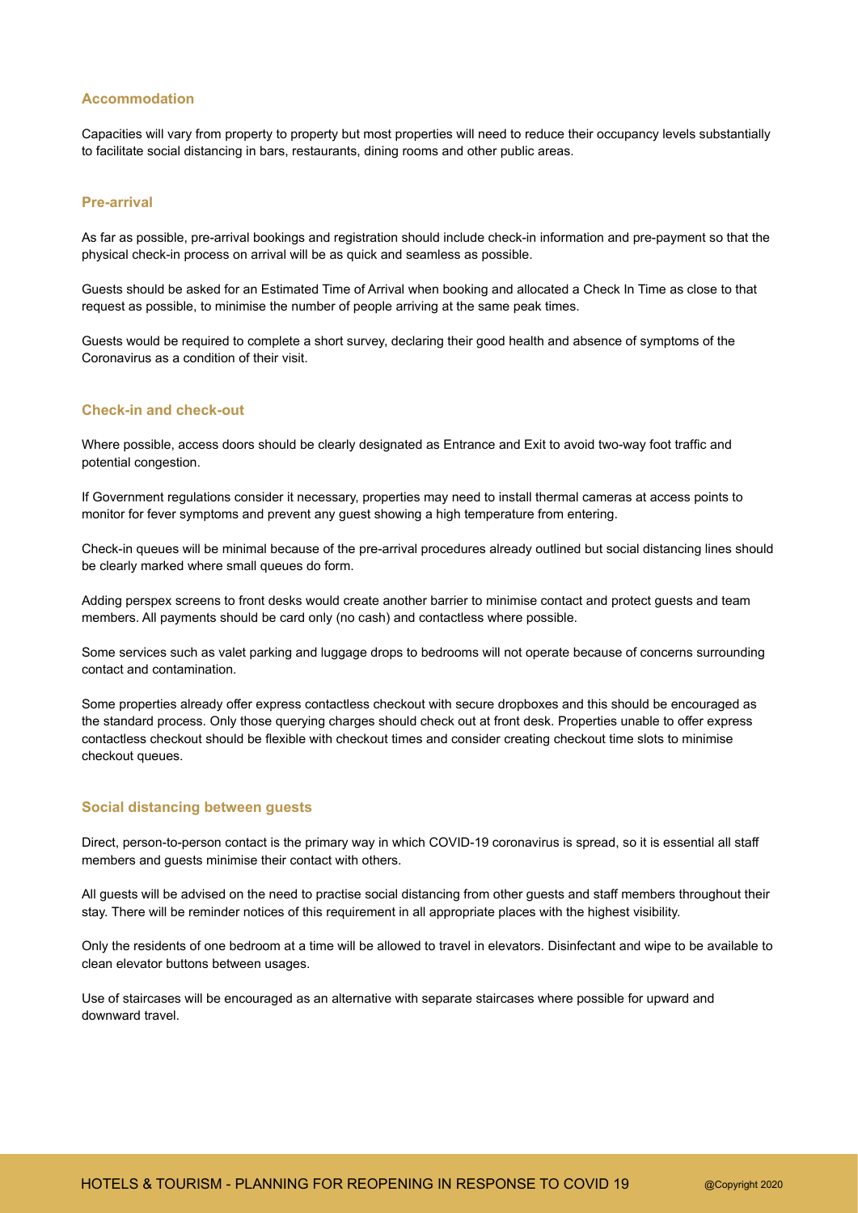## Accommodation

Capacities will vary from property to property but most properties will need to reduce their occupancy levels substantially to facilitate social distancing in bars, restaurants, dining rooms and other public areas.

## Pre-arrival

As far as possible, pre-arrival bookings and registration should include check-in information and pre-payment so that the physical check-in process on arrival will be as quick and seamless as possible.

Guests should be asked for an Estimated Time of Arrival when booking and allocated a Check In Time as close to that request as possible, to minimise the number of people arriving at the same peak times.

Guests would be required to complete a short survey, declaring their good health and absence of symptoms of the Coronavirus as a condition of their visit.

## Check-in and check-out

Where possible, access doors should be clearly designated as Entrance and Exit to avoid two-way foot traffic and potential congestion.

If Government regulations consider it necessary, properties may need to install thermal cameras at access points to monitor for fever symptoms and prevent any guest showing a high temperature from entering.

Check-in queues will be minimal because of the pre-arrival procedures already outlined but social distancing lines should be clearly marked where small queues do form.

Adding perspex screens to front desks would create another barrier to minimise contact and protect guests and team members. All payments should be card only (no cash) and contactless where possible.

Some services such as valet parking and luggage drops to bedrooms will not operate because of concerns surrounding contact and contamination.

Some properties already offer express contactless checkout with secure dropboxes and this should be encouraged as the standard process. Only those querying charges should check out at front desk. Properties unable to offer express contactless checkout should be flexible with checkout times and consider creating checkout time slots to minimise checkout queues.

## Social distancing between guests

Direct, person-to-person contact is the primary way in which COVID-19 coronavirus is spread, so it is essential all staff members and guests minimise their contact with others.

All guests will be advised on the need to practise social distancing from other guests and staff members throughout their stay. There will be reminder notices of this requirement in all appropriate places with the highest visibility.

Only the residents of one bedroom at a time will be allowed to travel in elevators. Disinfectant and wipe to be available to clean elevator buttons between usages.

Use of staircases will be encouraged as an alternative with separate staircases where possible for upward and downward travel.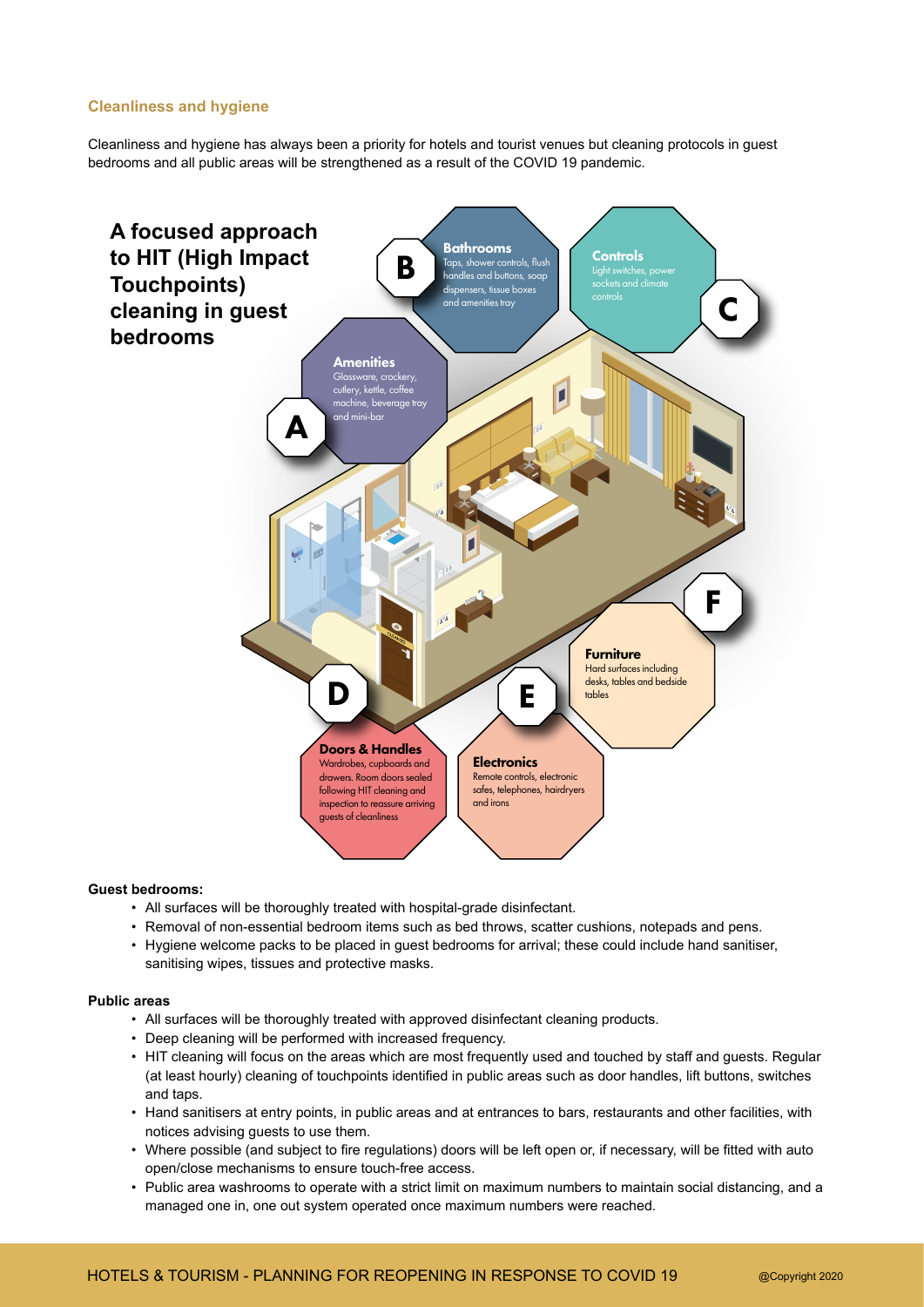## Cleanliness and hygiene

Cleanliness and hygiene has always been a priority for hotels and tourist venues but cleaning protocols in guest bedrooms and all public areas will be strengthened as a result of the COVID 19 pandemic.

### A focused approach to HIT (High Impact Touchpoints) cleaning in guest bedrooms

**A – Amenities**
Glassware, crockery, cutlery, kettle, coffee machine, beverage tray and mini-bar

**B – Bathrooms**
Taps, shower controls, flush handles and buttons, soap dispensers, tissue boxes and amenities tray

**C – Controls**
Light switches, power sockets and climate controls

**D – Doors & Handles**
Wardrobes, cupboards and drawers. Room doors sealed following HIT cleaning and inspection to reassure arriving guests of cleanliness

**E – Electronics**
Remote controls, electronic safes, telephones, hairdryers and irons

**F – Furniture**
Hard surfaces including desks, tables and bedside tables

**Guest bedrooms:**

- All surfaces will be thoroughly treated with hospital-grade disinfectant.
- Removal of non-essential bedroom items such as bed throws, scatter cushions, notepads and pens.
- Hygiene welcome packs to be placed in guest bedrooms for arrival; these could include hand sanitiser, sanitising wipes, tissues and protective masks.

**Public areas**

- All surfaces will be thoroughly treated with approved disinfectant cleaning products.
- Deep cleaning will be performed with increased frequency.
- HIT cleaning will focus on the areas which are most frequently used and touched by staff and guests. Regular (at least hourly) cleaning of touchpoints identified in public areas such as door handles, lift buttons, switches and taps.
- Hand sanitisers at entry points, in public areas and at entrances to bars, restaurants and other facilities, with notices advising guests to use them.
- Where possible (and subject to fire regulations) doors will be left open or, if necessary, will be fitted with auto open/close mechanisms to ensure touch-free access.
- Public area washrooms to operate with a strict limit on maximum numbers to maintain social distancing, and a managed one in, one out system operated once maximum numbers were reached.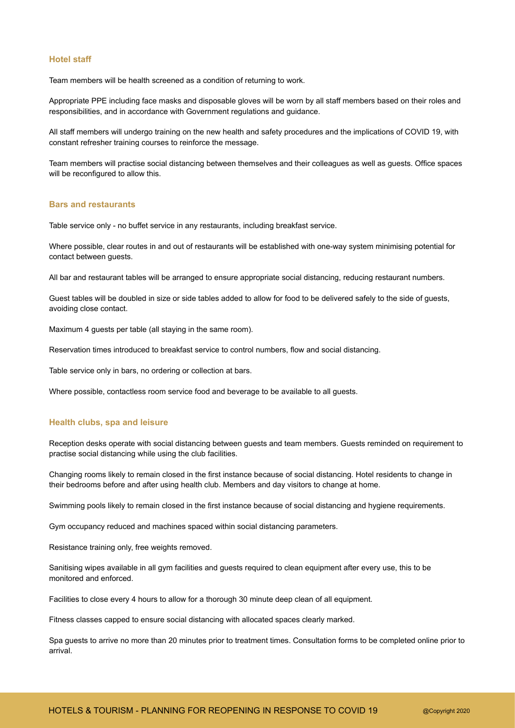### Hotel staff

Team members will be health screened as a condition of returning to work.

Appropriate PPE including face masks and disposable gloves will be worn by all staff members based on their roles and responsibilities, and in accordance with Government regulations and guidance.

All staff members will undergo training on the new health and safety procedures and the implications of COVID 19, with constant refresher training courses to reinforce the message.

Team members will practise social distancing between themselves and their colleagues as well as guests. Office spaces will be reconfigured to allow this.

### Bars and restaurants

Table service only - no buffet service in any restaurants, including breakfast service.

Where possible, clear routes in and out of restaurants will be established with one-way system minimising potential for contact between guests.

All bar and restaurant tables will be arranged to ensure appropriate social distancing, reducing restaurant numbers.

Guest tables will be doubled in size or side tables added to allow for food to be delivered safely to the side of guests, avoiding close contact.

Maximum 4 guests per table (all staying in the same room).

Reservation times introduced to breakfast service to control numbers, flow and social distancing.

Table service only in bars, no ordering or collection at bars.

Where possible, contactless room service food and beverage to be available to all guests.

### Health clubs, spa and leisure

Reception desks operate with social distancing between guests and team members. Guests reminded on requirement to practise social distancing while using the club facilities.

Changing rooms likely to remain closed in the first instance because of social distancing. Hotel residents to change in their bedrooms before and after using health club. Members and day visitors to change at home.

Swimming pools likely to remain closed in the first instance because of social distancing and hygiene requirements.

Gym occupancy reduced and machines spaced within social distancing parameters.

Resistance training only, free weights removed.

Sanitising wipes available in all gym facilities and guests required to clean equipment after every use, this to be monitored and enforced.

Facilities to close every 4 hours to allow for a thorough 30 minute deep clean of all equipment.

Fitness classes capped to ensure social distancing with allocated spaces clearly marked.

Spa guests to arrive no more than 20 minutes prior to treatment times. Consultation forms to be completed online prior to arrival.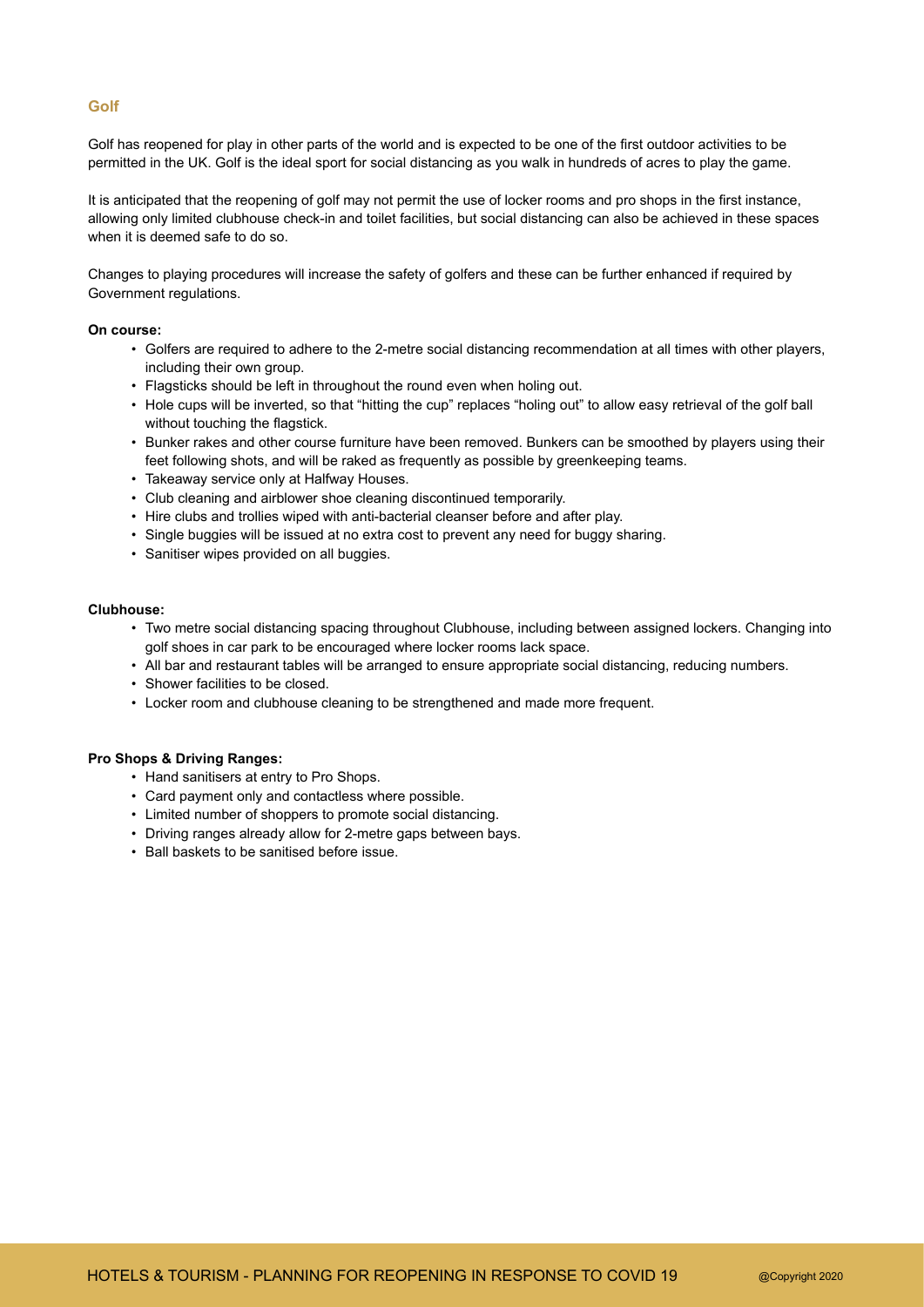## Golf

Golf has reopened for play in other parts of the world and is expected to be one of the first outdoor activities to be permitted in the UK. Golf is the ideal sport for social distancing as you walk in hundreds of acres to play the game.

It is anticipated that the reopening of golf may not permit the use of locker rooms and pro shops in the first instance, allowing only limited clubhouse check-in and toilet facilities, but social distancing can also be achieved in these spaces when it is deemed safe to do so.

Changes to playing procedures will increase the safety of golfers and these can be further enhanced if required by Government regulations.

**On course:**

- Golfers are required to adhere to the 2-metre social distancing recommendation at all times with other players, including their own group.
- Flagsticks should be left in throughout the round even when holing out.
- Hole cups will be inverted, so that "hitting the cup" replaces "holing out" to allow easy retrieval of the golf ball without touching the flagstick.
- Bunker rakes and other course furniture have been removed. Bunkers can be smoothed by players using their feet following shots, and will be raked as frequently as possible by greenkeeping teams.
- Takeaway service only at Halfway Houses.
- Club cleaning and airblower shoe cleaning discontinued temporarily.
- Hire clubs and trollies wiped with anti-bacterial cleanser before and after play.
- Single buggies will be issued at no extra cost to prevent any need for buggy sharing.
- Sanitiser wipes provided on all buggies.

**Clubhouse:**

- Two metre social distancing spacing throughout Clubhouse, including between assigned lockers. Changing into golf shoes in car park to be encouraged where locker rooms lack space.
- All bar and restaurant tables will be arranged to ensure appropriate social distancing, reducing numbers.
- Shower facilities to be closed.
- Locker room and clubhouse cleaning to be strengthened and made more frequent.

**Pro Shops & Driving Ranges:**

- Hand sanitisers at entry to Pro Shops.
- Card payment only and contactless where possible.
- Limited number of shoppers to promote social distancing.
- Driving ranges already allow for 2-metre gaps between bays.
- Ball baskets to be sanitised before issue.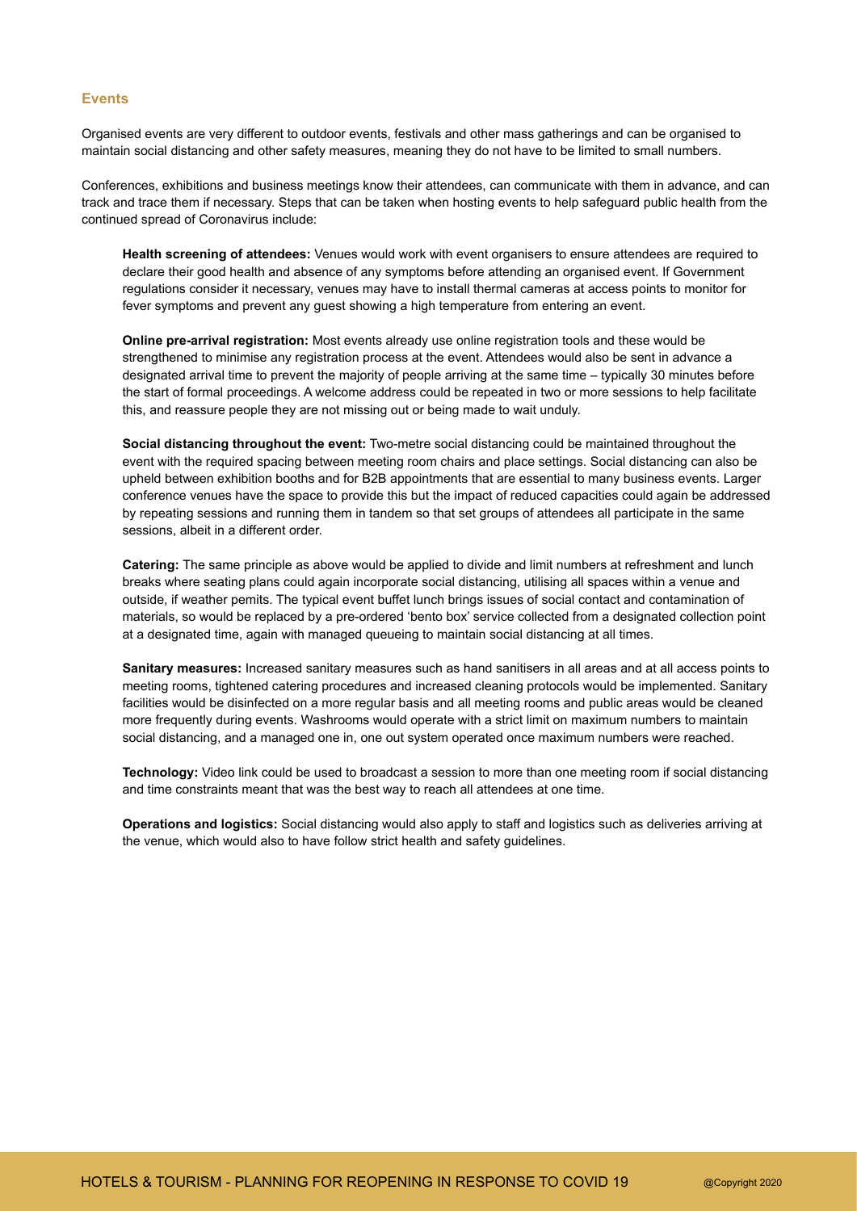## Events

Organised events are very different to outdoor events, festivals and other mass gatherings and can be organised to maintain social distancing and other safety measures, meaning they do not have to be limited to small numbers.

Conferences, exhibitions and business meetings know their attendees, can communicate with them in advance, and can track and trace them if necessary. Steps that can be taken when hosting events to help safeguard public health from the continued spread of Coronavirus include:

**Health screening of attendees:** Venues would work with event organisers to ensure attendees are required to declare their good health and absence of any symptoms before attending an organised event. If Government regulations consider it necessary, venues may have to install thermal cameras at access points to monitor for fever symptoms and prevent any guest showing a high temperature from entering an event.

**Online pre-arrival registration:** Most events already use online registration tools and these would be strengthened to minimise any registration process at the event. Attendees would also be sent in advance a designated arrival time to prevent the majority of people arriving at the same time – typically 30 minutes before the start of formal proceedings. A welcome address could be repeated in two or more sessions to help facilitate this, and reassure people they are not missing out or being made to wait unduly.

**Social distancing throughout the event:** Two-metre social distancing could be maintained throughout the event with the required spacing between meeting room chairs and place settings. Social distancing can also be upheld between exhibition booths and for B2B appointments that are essential to many business events. Larger conference venues have the space to provide this but the impact of reduced capacities could again be addressed by repeating sessions and running them in tandem so that set groups of attendees all participate in the same sessions, albeit in a different order.

**Catering:** The same principle as above would be applied to divide and limit numbers at refreshment and lunch breaks where seating plans could again incorporate social distancing, utilising all spaces within a venue and outside, if weather pemits. The typical event buffet lunch brings issues of social contact and contamination of materials, so would be replaced by a pre-ordered 'bento box' service collected from a designated collection point at a designated time, again with managed queueing to maintain social distancing at all times.

**Sanitary measures:** Increased sanitary measures such as hand sanitisers in all areas and at all access points to meeting rooms, tightened catering procedures and increased cleaning protocols would be implemented. Sanitary facilities would be disinfected on a more regular basis and all meeting rooms and public areas would be cleaned more frequently during events. Washrooms would operate with a strict limit on maximum numbers to maintain social distancing, and a managed one in, one out system operated once maximum numbers were reached.

**Technology:** Video link could be used to broadcast a session to more than one meeting room if social distancing and time constraints meant that was the best way to reach all attendees at one time.

**Operations and logistics:** Social distancing would also apply to staff and logistics such as deliveries arriving at the venue, which would also to have follow strict health and safety guidelines.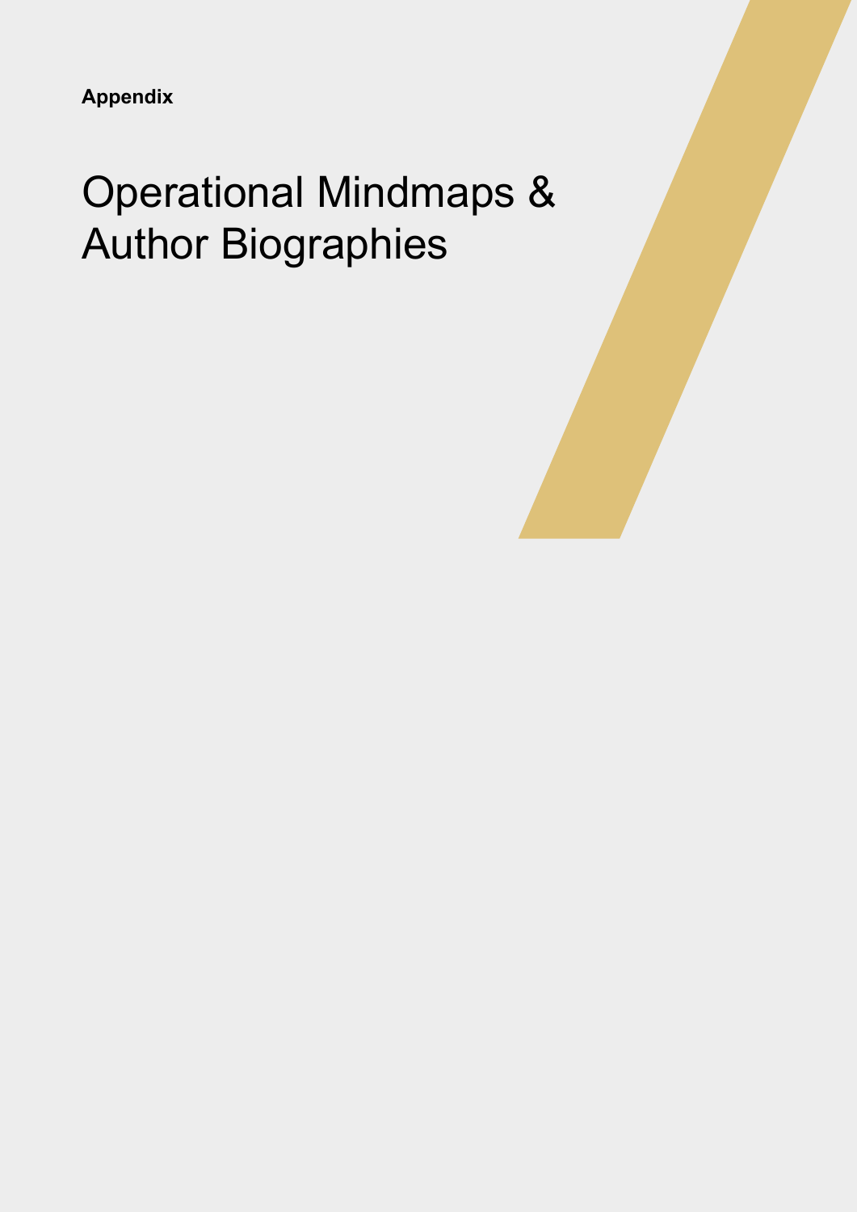**Appendix**

# Operational Mindmaps & Author Biographies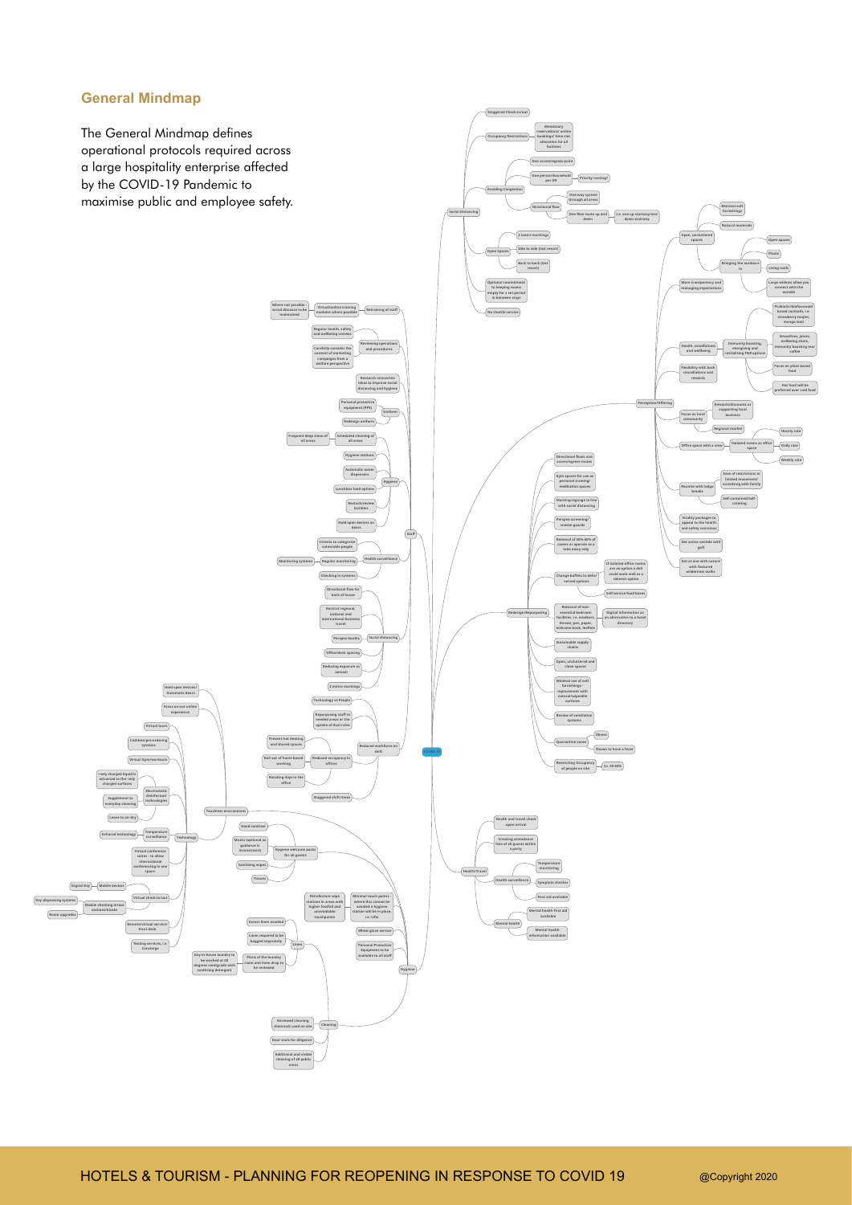## General Mindmap

The General Mindmap defines operational protocols required across a large hospitality enterprise affected by the COVID-19 Pandemic to maximise public and employee safety.

- **COVID-19**
  - **Social Distancing**
    - Staggered Check-in/out
    - Occupancy Restrictions
      - Mandatory reservations/ online bookings/ time slot allocation for all facilities
    - Avoiding Congestion
      - One access/egress point
      - One person/household per lift
        - Priority routing?
      - Directional flow
        - One-way system through all areas
        - One flow route up and down
          - I.e. one up stairway/one down stairway
    - Open Spaces
      - 2 metre markings
      - Side to side (tall resort)
      - Back to back (tall resort)
    - Optional commitment to keeping rooms empty for a set period in between stays
    - No shuttle service
  - **Perception/Offering**
    - Open, uncluttered spaces
      - Minimal soft furnishings
      - Natural materials
      - Bringing the outdoors in
        - Open spaces
        - Plants
        - Living walls
        - Large windows allow you connect with the outside
    - More transparency and managing expectations
    - Health, mindfulness and wellbeing
      - Immunity boosting, energising and revitalising F&B options
        - Probiotic/kefir/coconut based cocktails, i.e. strawberry mojito, mango lassi
        - Smoothies, juices, wellbeing shots, immunity boosting tea/ coffee
        - Focus on plant based food
        - Hot food will be preferred over cold food
    - Flexibility with both cancellations and rewards
    - Focus on local community
      - Rewards/discounts or supporting local business
      - Regional market
    - Office space with a view
      - Isolated rooms as office space
        - Hourly rate
        - Daily rate
        - Weekly rate
    - Reunite with lodge breaks
      - Ease of restrictions to limited movement/ socialising with family
      - Self-contained/self-catering
    - Vitality packages to appeal to the health and safety conscious
    - Get active outside with golf
    - Get at one with nature with featured wilderness walks
  - **Redesign/Repurposing**
    - Directional flows and access/egress routes
    - Gym spaces for use as personal training/ meditation spaces
    - Marking/signage to line with social distancing
    - Perspex screening/ sneeze guards
    - Removal of 30%-40% of covers or operate as a take-away only
    - Change buffets to deli/ served options
      - If isolated office rooms are an option a deli could work well as a takeout option
      - Self-service food bases
    - Removal of non-essential bedroom facilities, i.e. minibars, throws, pen, paper, welcome book, leaflets
      - Digital information as an alternative to a hotel directory
    - Sustainable supply chains
    - Open, uncluttered and clean spaces
    - Minimal use of soft furnishings replacement with natural/wipeable surfaces
    - Review of ventilation systems
    - Quarantine zones
      - Illness
      - Shown to have a fever
    - Restricting Occupancy of people on site
      - Ca. 50-60%
  - **Health/Travel**
    - Health and travel check upon arrival
    - Creating attendance lists of all guests within a party
    - Health surveillance
      - Temperature monitoring
      - Symptom checker
      - First aid available
    - Mental health
      - Mental health first aid available
      - Mental health information available
  - **Staff**
    - Retraining of staff
      - Virtual/online training modules where possible
        - Where not possible social distance to be maintained
    - Reviewing operations and procedures
      - Regular health, safety and wellbeing reviews
      - Carefully consider the context of marketing campaigns from a welfare perspective
    - Research innovative ideas to improve social distancing and hygiene
    - Uniform
      - Personal protective equipment (PPE)
      - Redesign uniform
    - Hygiene
      - Scheduled cleaning of all areas
        - Frequent deep clean of all areas
      - Hygiene stations
      - Automatic water dispensers
      - Lunchbox food options
      - Restock/review facilities
      - Hold open devices on doors
    - Health surveillance
      - Criteria to categorise vulnerable people
      - Regular monitoring
        - Monitoring systems
      - Checking in systems
    - Social distancing
      - Directional flow for back of house
      - Restrict regional, national and international business travel
      - Perspex booths
      - Office/desk spacing
      - Reducing exposure to aerosol
      - 2 metre markings
    - Technology vs People
    - Reduced workforce on shift
      - Repurposing staff to needed areas or the uptake of dual roles
      - Reduced occupancy in offices
        - Prevent hot desking and shared spaces
        - Roll out of home based working
        - Rotating days in the office
      - Staggered shift times
  - **Technology**
    - Touchless environment
      - Hold open devices/ Automatic doors
      - Focus on our online experience
      - Virtual tours
      - Cashless/pre-ordering systems
      - Virtual Gym/workouts
      - Electrostatic disinfection technologies
        - +vely charged liquid is attracted to the -vely charged surfaces
        - Supplement to everyday cleaning
        - Leave to air-dry
    - Temperature surveillance
      - Enhanced technology
    - Virtual conference suites - to allow international conferencing in one space.
    - Mobile devices
      - Digital Key
    - Virtual check-in/out
      - Key dispensing systems
      - Mobile checking in/out stations/kiosks
        - Room upgrades
    - Remote/virtual service/ front desk
    - Texting services, i.e. Concierge
  - **Hygiene**
    - Hand sanitiser
    - Hygiene welcome packs for all guests
      - Masks (optional as guidance is inconsistent)
      - Sanitising wipes
      - Tissues
    - Disinfectant wipe stations in areas with higher footfall and unavoidable touchpoints
    - Minimal touch points - where this cannot be avoided a hygiene station will be in place, i.e. Lifts
    - White-glove service
    - Personal Protective Equipment to be available to all staff
    - Linen
      - Excess linen avoided
      - Linen required to be bagged separately
      - Plans of the laundry room and linen drop to be reviewed
        - Any in-house laundry to be washed at 60 degrees centigrade with sanitising detergent
    - Cleaning
      - Reviewed cleaning chemicals used on site
      - Door mats for diligence
      - Additional and visible cleaning of all public areas

HOTELS & TOURISM - PLANNING FOR REOPENING IN RESPONSE TO COVID 19

@Copyright 2020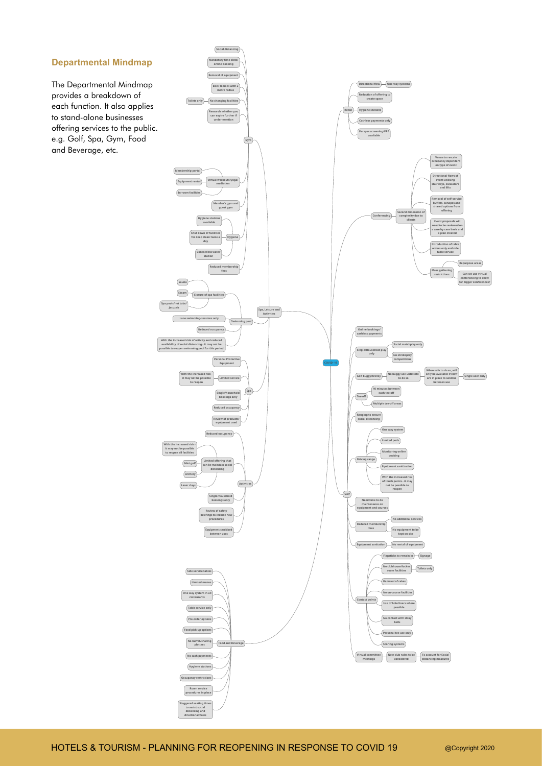## Departmental Mindmap

The Departmental Mindmap provides a breakdown of each function. It also applies to stand-alone businesses offering services to the public. e.g. Golf, Spa, Gym, Food and Beverage, etc.

- COVID-19
  - Retail
    - Directional flow
      - One-way systems
    - Reduction of offering to create space
    - Hygiene stations
    - Cashless payments only
    - Perspex screening/PPE available
  - Conferencing
    - Second dimension of complexity due to clients
      - Venue to rescale occupancy dependent on type of event
      - Directional flows of event utilising stairways, escalators and lifts
      - Removal of self-service buffets, canapes and shared options from offering
      - Event proposals will need to be reviewed on a case by case basis and a plan created
      - Introduction of table orders only and side table service
      - Mass gathering restrictions
        - Repurpose areas
        - Can we use virtual conferencing to allow for bigger conferences?
  - Golf
    - Online bookings/ cashless payments
    - Single/Household play only
      - Social matchplay only
      - No strokeplay competitions
    - Golf buggy/trolley
      - No buggy use until safe to do so
        - When safe to do so, will only be available if staff are in place to sanitise between use
          - Single user only
    - Tee-off
      - 10 minutes between each tee-off
      - Multiple tee-off areas
    - Ranging to ensure social distancing
    - Driving range
      - One way system
      - Limited pods
      - Monitoring online booking
      - Equipment sanitisation
      - With the increased risk of touch points - it may not be possible to reopen
    - Need time to do maintenance on equipment and courses
    - Reduced membership fees
      - No additional services
      - No equipment to be kept on site
    - Equipment sanitation
      - No rental of equipment
    - Contact points
      - Flagsticks to remain in
        - Signage
      - No clubhouse/locker room facilities
        - Toilets only
      - Removal of rakes
      - No on-course facilities
      - Use of hole liners where possible
      - No contact with stray balls
      - Personal tee use only
      - Scoring systems
    - Virtual committee meetings
      - New club rules to be considered
        - To account for Social distancing measures
  - Spa, Leisure and Activities
    - Gym
      - Social distancing
      - Mandatory time slots/ online booking
      - Removal of equipment
      - Back to back with 2 metre radius
      - No changing facilities
        - Toilets only
      - Research whether you can expire further if under exertion
      - Virtual workouts/yoga/ mediation
        - Membership portal
        - Equipment rental
        - In-room facilities
      - Member's gym and guest gym
      - Hygiene
        - Hygiene stations available
        - Shut down of facilities for deep clean twice a day
        - Contactless water station
      - Reduced membership fees
    - Swimming pool
      - Closure of spa facilities
        - Sauna
        - Steam
        - Spa pools/hot tubs/ Jacuzzis
      - Lane swimming/sessions only
      - Reduced occupancy
      - With the increased risk of activity and reduced availability of social distancing - it may not be possible to reopen swimming pool for this period
    - Spa
      - Personal Protective Equipment
      - Limited service
        - With the increased risk - it may not be possible to reopen
      - Single/household bookings only
      - Reduced occupancy
      - Review of products/ equipment used
    - Activities
      - Reduced occupancy
      - Limited offering that can be maintain social distancing
        - With the increased risk - it may not be possible to reopen all facilities
        - Mini golf
        - Archery
        - Laser clays
      - Single/household bookings only
      - Review of safety briefings to include new procedures
      - Equipment sanitised between uses
  - Food and Beverage
    - Side service tables
    - Limited menus
    - One way system in all restaurants
    - Table service only
    - Pre-order options
    - Food pick-up options
    - No buffet/sharing platters
    - No cash payments
    - Hygiene stations
    - Occupancy restrictions
    - Room service procedures in place
    - Staggered seating times to assist social distancing and directional flows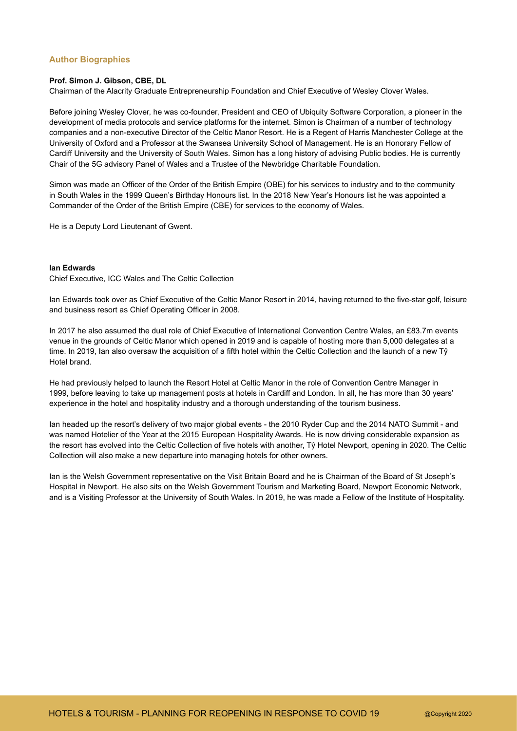## Author Biographies

**Prof. Simon J. Gibson, CBE, DL**
Chairman of the Alacrity Graduate Entrepreneurship Foundation and Chief Executive of Wesley Clover Wales.

Before joining Wesley Clover, he was co-founder, President and CEO of Ubiquity Software Corporation, a pioneer in the development of media protocols and service platforms for the internet. Simon is Chairman of a number of technology companies and a non-executive Director of the Celtic Manor Resort. He is a Regent of Harris Manchester College at the University of Oxford and a Professor at the Swansea University School of Management. He is an Honorary Fellow of Cardiff University and the University of South Wales. Simon has a long history of advising Public bodies. He is currently Chair of the 5G advisory Panel of Wales and a Trustee of the Newbridge Charitable Foundation.

Simon was made an Officer of the Order of the British Empire (OBE) for his services to industry and to the community in South Wales in the 1999 Queen's Birthday Honours list. In the 2018 New Year's Honours list he was appointed a Commander of the Order of the British Empire (CBE) for services to the economy of Wales.

He is a Deputy Lord Lieutenant of Gwent.

**Ian Edwards**
Chief Executive, ICC Wales and The Celtic Collection

Ian Edwards took over as Chief Executive of the Celtic Manor Resort in 2014, having returned to the five-star golf, leisure and business resort as Chief Operating Officer in 2008.

In 2017 he also assumed the dual role of Chief Executive of International Convention Centre Wales, an £83.7m events venue in the grounds of Celtic Manor which opened in 2019 and is capable of hosting more than 5,000 delegates at a time. In 2019, Ian also oversaw the acquisition of a fifth hotel within the Celtic Collection and the launch of a new Tŷ Hotel brand.

He had previously helped to launch the Resort Hotel at Celtic Manor in the role of Convention Centre Manager in 1999, before leaving to take up management posts at hotels in Cardiff and London. In all, he has more than 30 years' experience in the hotel and hospitality industry and a thorough understanding of the tourism business.

Ian headed up the resort's delivery of two major global events - the 2010 Ryder Cup and the 2014 NATO Summit - and was named Hotelier of the Year at the 2015 European Hospitality Awards. He is now driving considerable expansion as the resort has evolved into the Celtic Collection of five hotels with another, Tŷ Hotel Newport, opening in 2020. The Celtic Collection will also make a new departure into managing hotels for other owners.

Ian is the Welsh Government representative on the Visit Britain Board and he is Chairman of the Board of St Joseph's Hospital in Newport. He also sits on the Welsh Government Tourism and Marketing Board, Newport Economic Network, and is a Visiting Professor at the University of South Wales. In 2019, he was made a Fellow of the Institute of Hospitality.